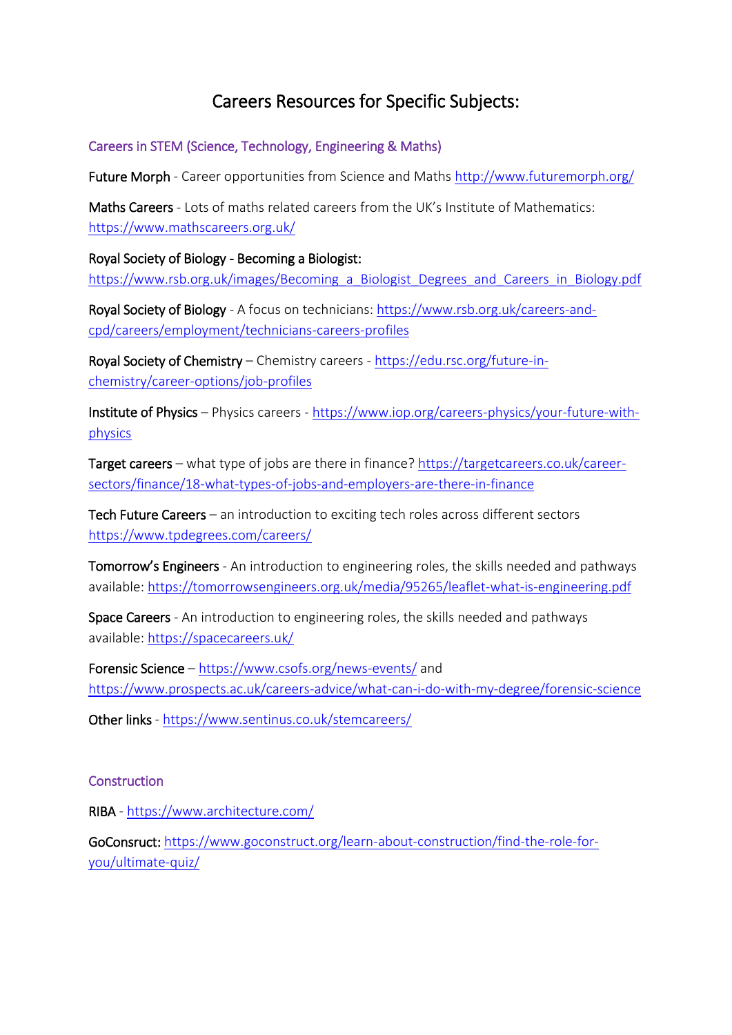# Careers Resources for Specific Subjects:

## Careers in STEM (Science, Technology, Engineering & Maths)

Future Morph - Career opportunities from Science and Maths http://www.futuremorph.org/

Maths Careers - Lots of maths related careers from the UK's Institute of Mathematics: https://www.mathscareers.org.uk/

Royal Society of Biology - Becoming a Biologist: https://www.rsb.org.uk/images/Becoming_a_Biologist_Degrees_and_Careers_in_Biology.pdf

Royal Society of Biology - A focus on technicians: https://www.rsb.org.uk/careers-and-cpd/careers/employment/technicians-careers-profiles

Royal Society of Chemistry – Chemistry careers - https://edu.rsc.org/future-in-chemistry/career-options/job-profiles

Institute of Physics – Physics careers - https://www.iop.org/careers-physics/your-future-with-physics

Target careers – what type of jobs are there in finance? https://targetcareers.co.uk/career-sectors/finance/18-what-types-of-jobs-and-employers-are-there-in-finance

Tech Future Careers – an introduction to exciting tech roles across different sectors https://www.tpdegrees.com/careers/

Tomorrow's Engineers - An introduction to engineering roles, the skills needed and pathways available: https://tomorrowsengineers.org.uk/media/95265/leaflet-what-is-engineering.pdf

Space Careers - An introduction to engineering roles, the skills needed and pathways available: https://spacecareers.uk/

Forensic Science – https://www.csofs.org/news-events/ and https://www.prospects.ac.uk/careers-advice/what-can-i-do-with-my-degree/forensic-science

Other links - https://www.sentinus.co.uk/stemcareers/

## Construction

RIBA - https://www.architecture.com/

GoConsruct: https://www.goconstruct.org/learn-about-construction/find-the-role-for-you/ultimate-quiz/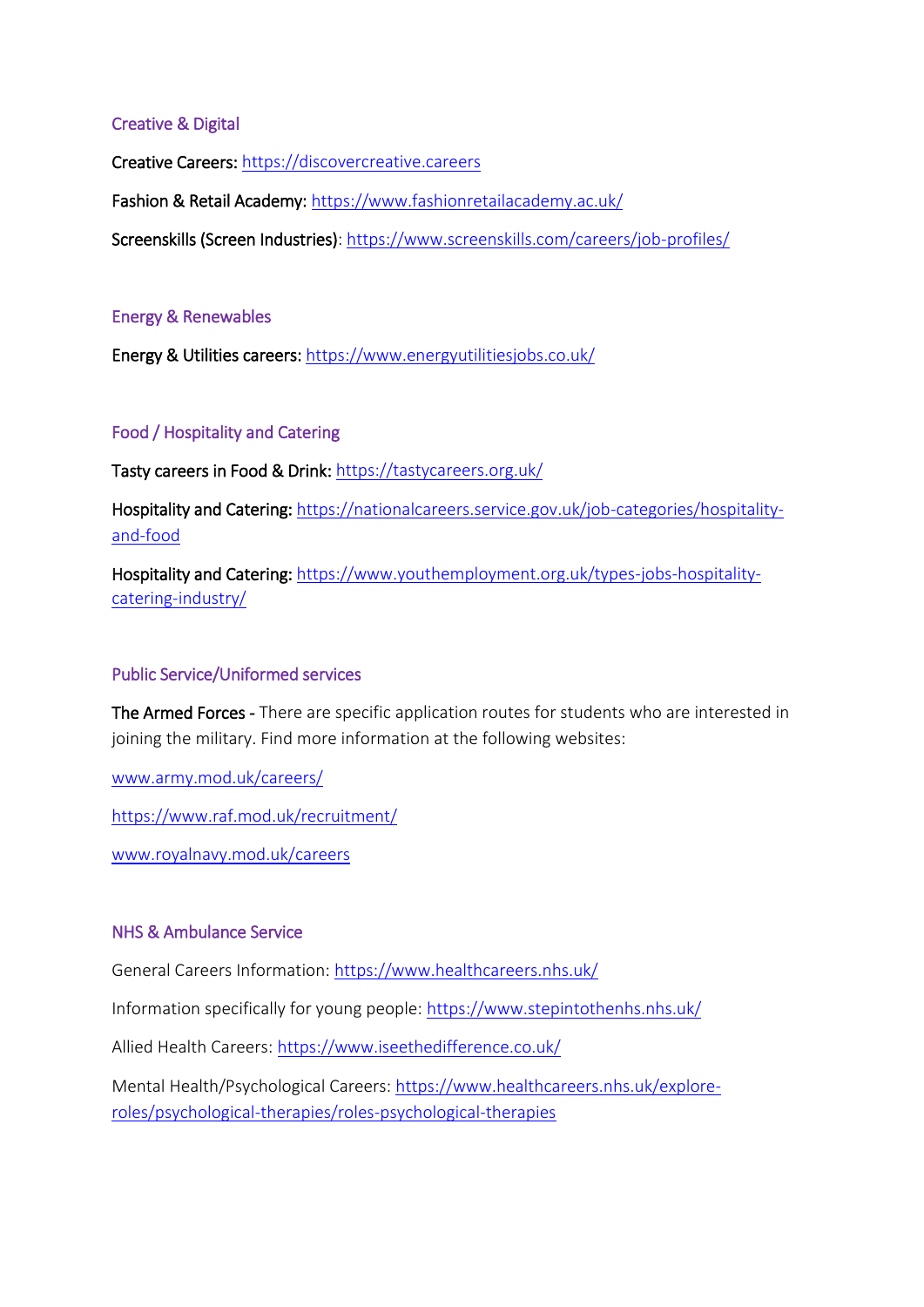## Creative & Digital

**Creative Careers:** https://discovercreative.careers

**Fashion & Retail Academy:** https://www.fashionretailacademy.ac.uk/

**Screenskills (Screen Industries):** https://www.screenskills.com/careers/job-profiles/

## Energy & Renewables

**Energy & Utilities careers:** https://www.energyutilitiesjobs.co.uk/

## Food / Hospitality and Catering

**Tasty careers in Food & Drink:** https://tastycareers.org.uk/

**Hospitality and Catering:** https://nationalcareers.service.gov.uk/job-categories/hospitality-and-food

**Hospitality and Catering:** https://www.youthemployment.org.uk/types-jobs-hospitality-catering-industry/

## Public Service/Uniformed services

**The Armed Forces -** There are specific application routes for students who are interested in joining the military. Find more information at the following websites:

www.army.mod.uk/careers/

https://www.raf.mod.uk/recruitment/

www.royalnavy.mod.uk/careers

## NHS & Ambulance Service

General Careers Information: https://www.healthcareers.nhs.uk/

Information specifically for young people: https://www.stepintothenhs.nhs.uk/

Allied Health Careers: https://www.iseethedifference.co.uk/

Mental Health/Psychological Careers: https://www.healthcareers.nhs.uk/explore-roles/psychological-therapies/roles-psychological-therapies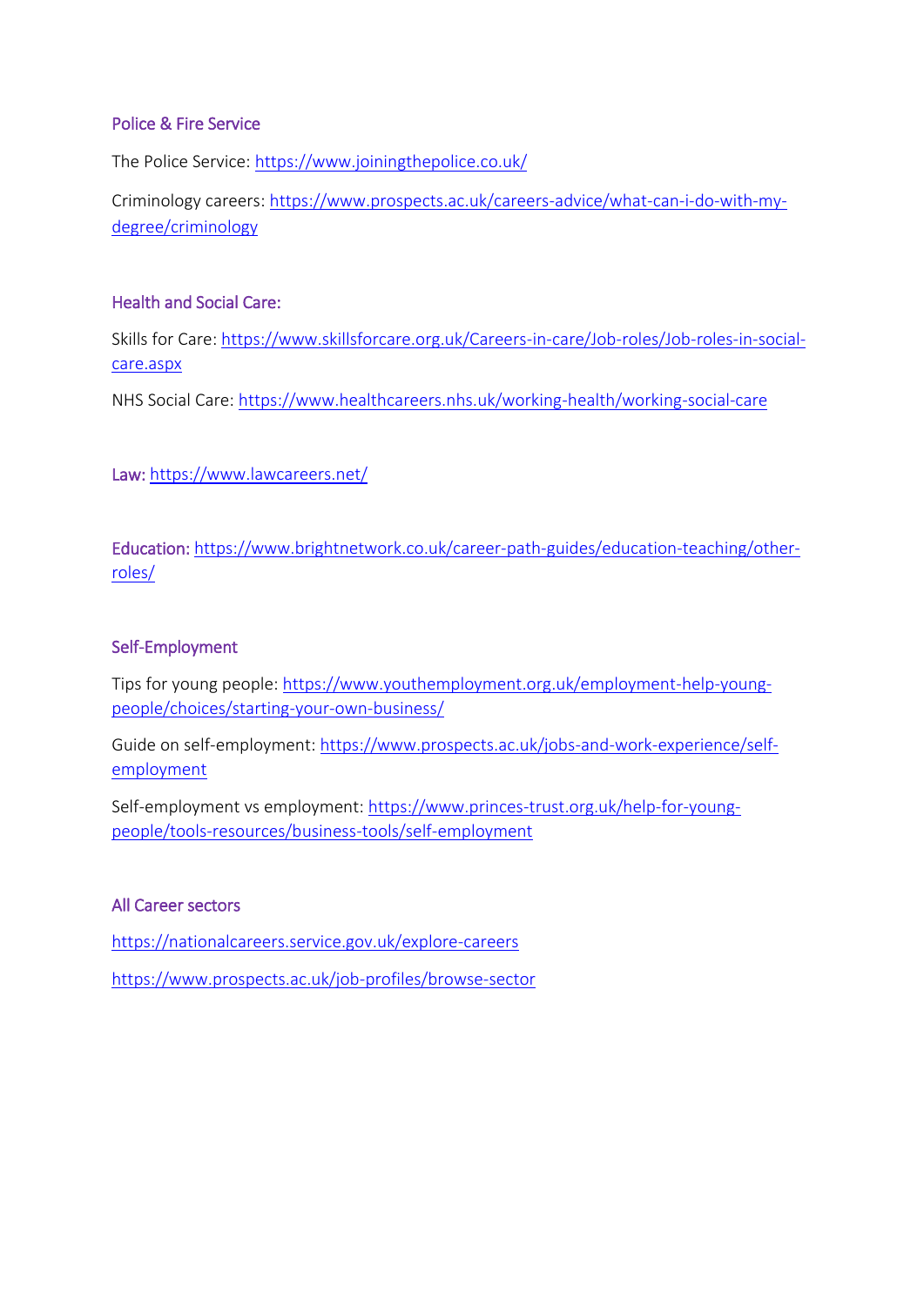## Police & Fire Service

The Police Service: https://www.joiningthepolice.co.uk/

Criminology careers: https://www.prospects.ac.uk/careers-advice/what-can-i-do-with-my-degree/criminology

## Health and Social Care:

Skills for Care: https://www.skillsforcare.org.uk/Careers-in-care/Job-roles/Job-roles-in-social-care.aspx

NHS Social Care: https://www.healthcareers.nhs.uk/working-health/working-social-care

## Law: https://www.lawcareers.net/

## Education: https://www.brightnetwork.co.uk/career-path-guides/education-teaching/other-roles/

## Self-Employment

Tips for young people: https://www.youthemployment.org.uk/employment-help-young-people/choices/starting-your-own-business/

Guide on self-employment: https://www.prospects.ac.uk/jobs-and-work-experience/self-employment

Self-employment vs employment: https://www.princes-trust.org.uk/help-for-young-people/tools-resources/business-tools/self-employment

## All Career sectors

https://nationalcareers.service.gov.uk/explore-careers

https://www.prospects.ac.uk/job-profiles/browse-sector